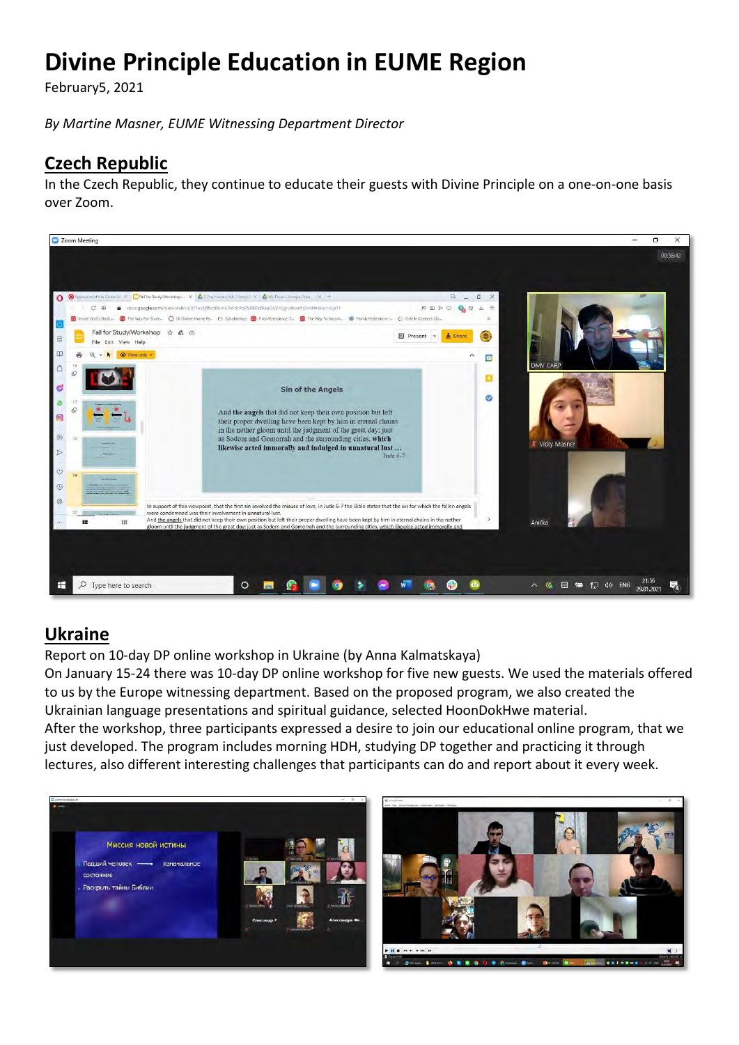# Divine Principle Education in EUME Region

February5, 2021

*By Martine Masner, EUME Witnessing Department Director*

## Czech Republic

In the Czech Republic, they continue to educate their guests with Divine Principle on a one-on-one basis over Zoom.

## Ukraine

Report on 10-day DP online workshop in Ukraine (by Anna Kalmatskaya)

On January 15-24 there was 10-day DP online workshop for five new guests. We used the materials offered to us by the Europe witnessing department. Based on the proposed program, we also created the Ukrainian language presentations and spiritual guidance, selected HoonDokHwe material.

After the workshop, three participants expressed a desire to join our educational online program, that we just developed. The program includes morning HDH, studying DP together and practicing it through lectures, also different interesting challenges that participants can do and report about it every week.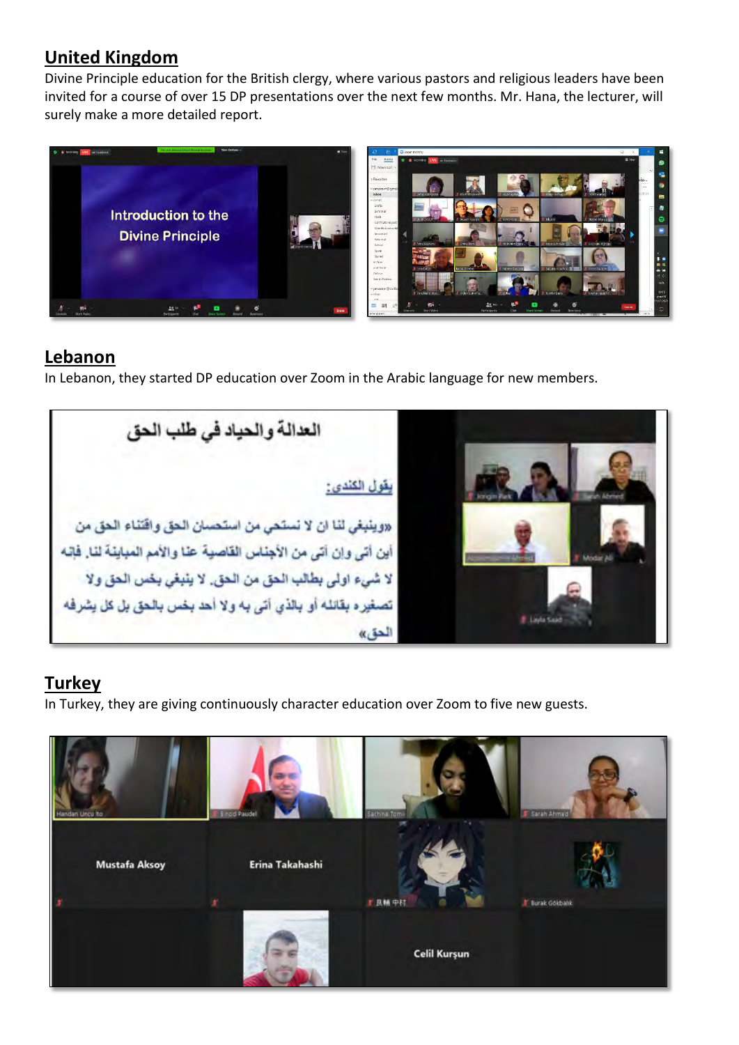## United Kingdom

Divine Principle education for the British clergy, where various pastors and religious leaders have been invited for a course of over 15 DP presentations over the next few months. Mr. Hana, the lecturer, will surely make a more detailed report.

## Lebanon

In Lebanon, they started DP education over Zoom in the Arabic language for new members.

## Turkey

In Turkey, they are giving continuously character education over Zoom to five new guests.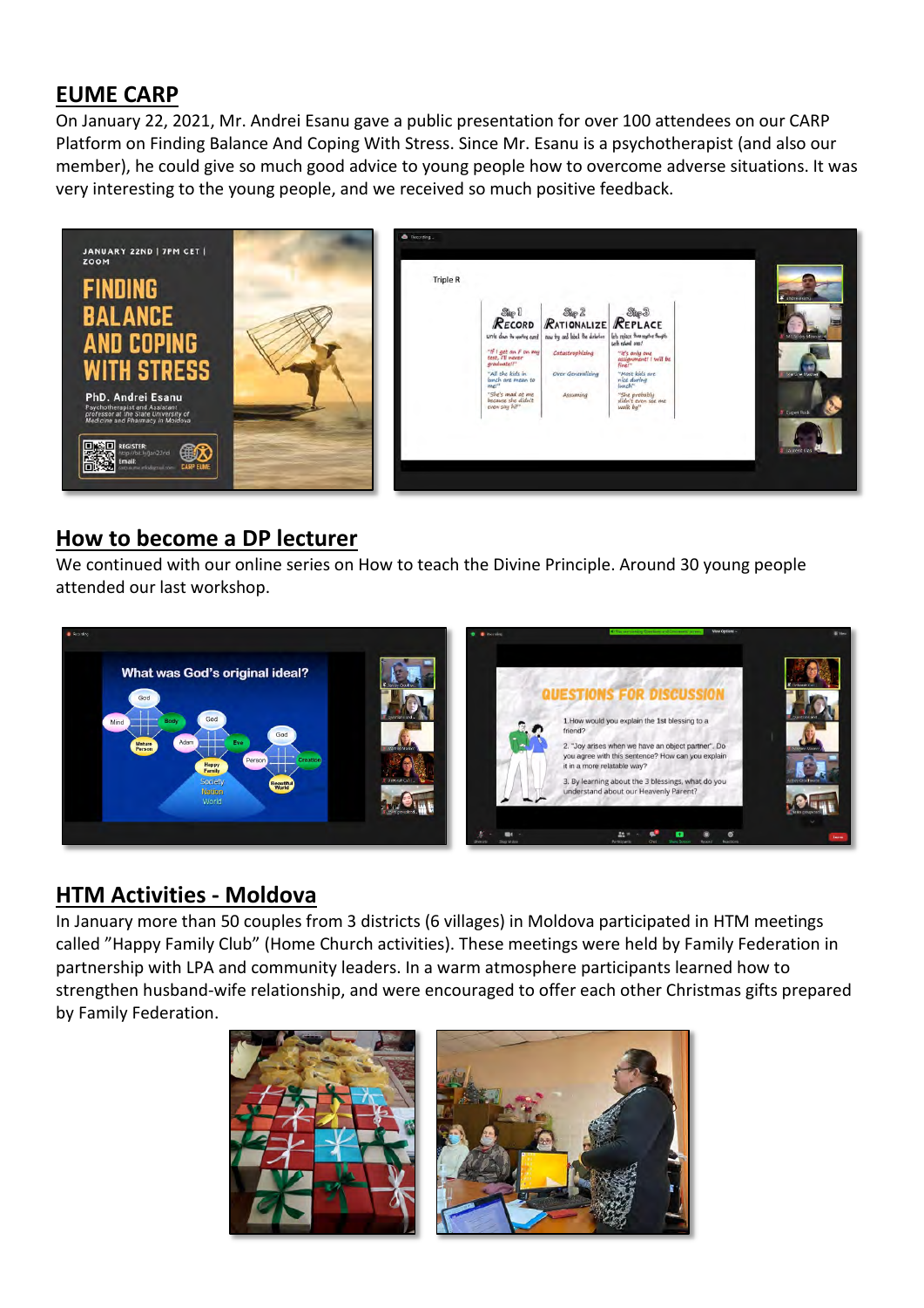## EUME CARP

On January 22, 2021, Mr. Andrei Esanu gave a public presentation for over 100 attendees on our CARP Platform on Finding Balance And Coping With Stress. Since Mr. Esanu is a psychotherapist (and also our member), he could give so much good advice to young people how to overcome adverse situations. It was very interesting to the young people, and we received so much positive feedback.

## How to become a DP lecturer

We continued with our online series on How to teach the Divine Principle. Around 30 young people attended our last workshop.

## HTM Activities - Moldova

In January more than 50 couples from 3 districts (6 villages) in Moldova participated in HTM meetings called "Happy Family Club" (Home Church activities). These meetings were held by Family Federation in partnership with LPA and community leaders. In a warm atmosphere participants learned how to strengthen husband-wife relationship, and were encouraged to offer each other Christmas gifts prepared by Family Federation.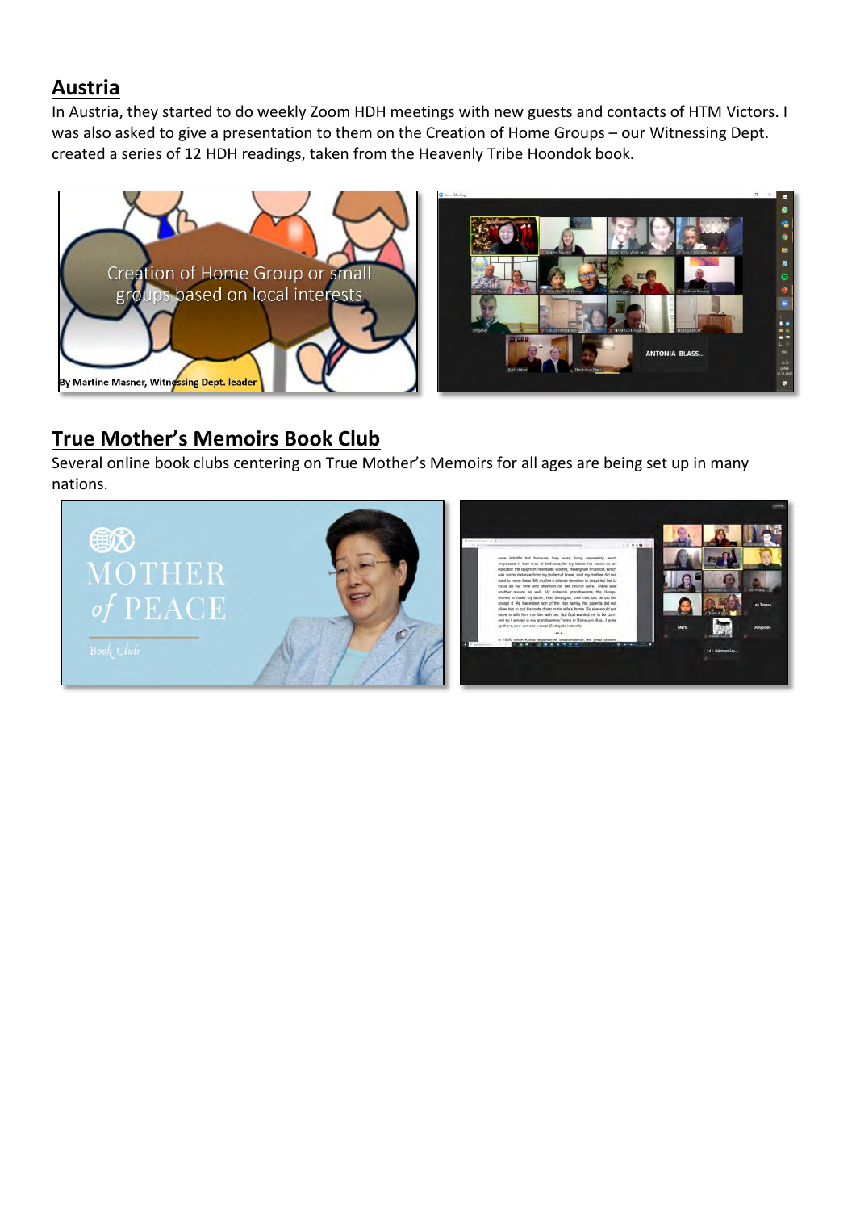## Austria

In Austria, they started to do weekly Zoom HDH meetings with new guests and contacts of HTM Victors. I was also asked to give a presentation to them on the Creation of Home Groups – our Witnessing Dept. created a series of 12 HDH readings, taken from the Heavenly Tribe Hoondok book.

## True Mother's Memoirs Book Club

Several online book clubs centering on True Mother's Memoirs for all ages are being set up in many nations.